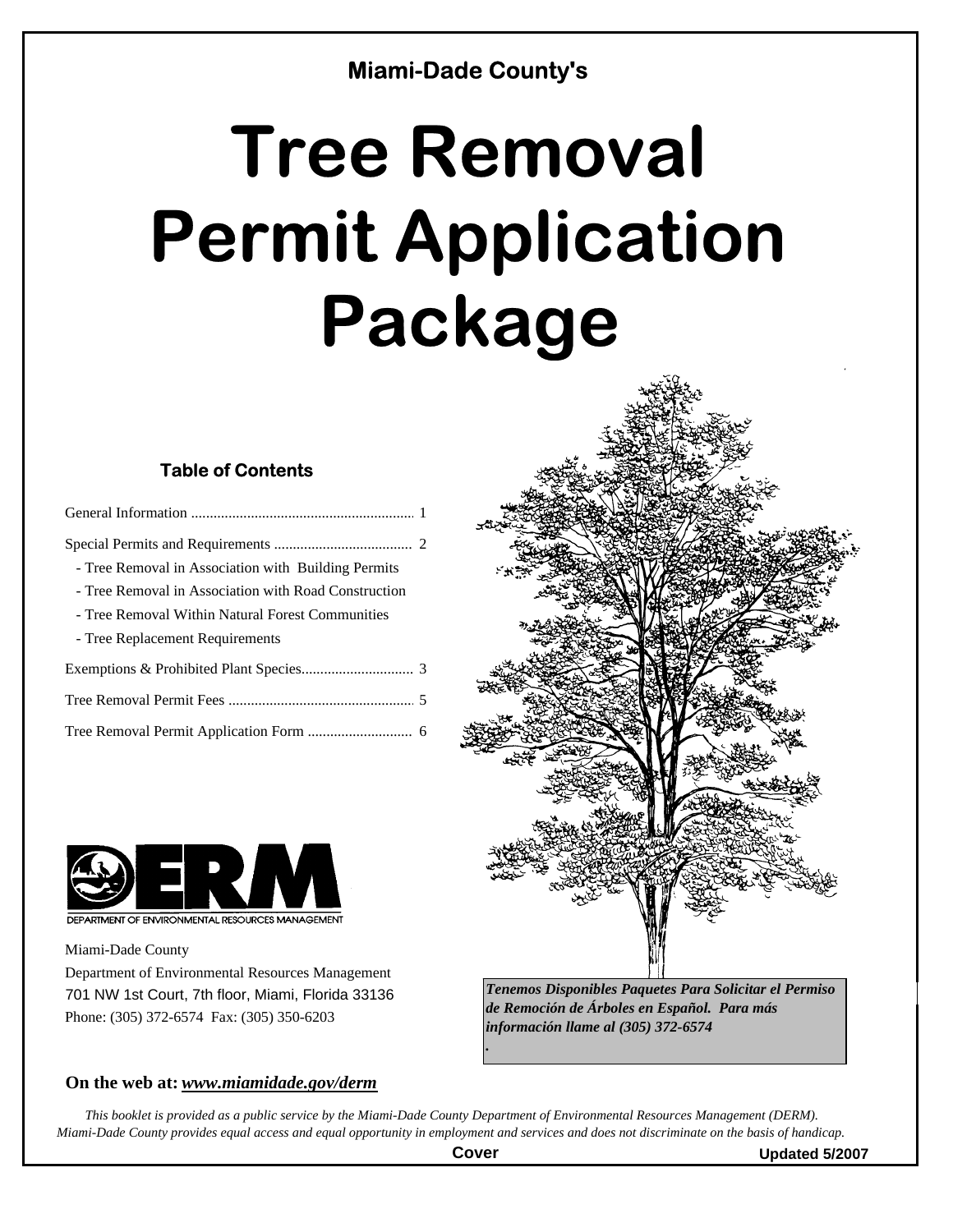Miami-Dade County's

# Tree Removal Permit Application Package

## Table of Contents

| | |
|---|---|
| General Information | 1 |
| Special Permits and Requirements | 2 |
| - Tree Removal in Association with Building Permits | |
| - Tree Removal in Association with Road Construction | |
| - Tree Removal Within Natural Forest Communities | |
| - Tree Replacement Requirements | |
| Exemptions & Prohibited Plant Species | 3 |
| Tree Removal Permit Fees | 5 |
| Tree Removal Permit Application Form | 6 |

DERM
DEPARTMENT OF ENVIRONMENTAL RESOURCES MANAGEMENT

Miami-Dade County
Department of Environmental Resources Management
701 NW 1st Court, 7th floor, Miami, Florida 33136
Phone: (305) 372-6574 Fax: (305) 350-6203

***Tenemos Disponibles Paquetes Para Solicitar el Permiso de Remoción de Árboles en Español. Para más información llame al (305) 372-6574***

**On the web at:** ***www.miamidade.gov/derm***

*This booklet is provided as a public service by the Miami-Dade County Department of Environmental Resources Management (DERM). Miami-Dade County provides equal access and equal opportunity in employment and services and does not discriminate on the basis of handicap.*

Updated 5/2007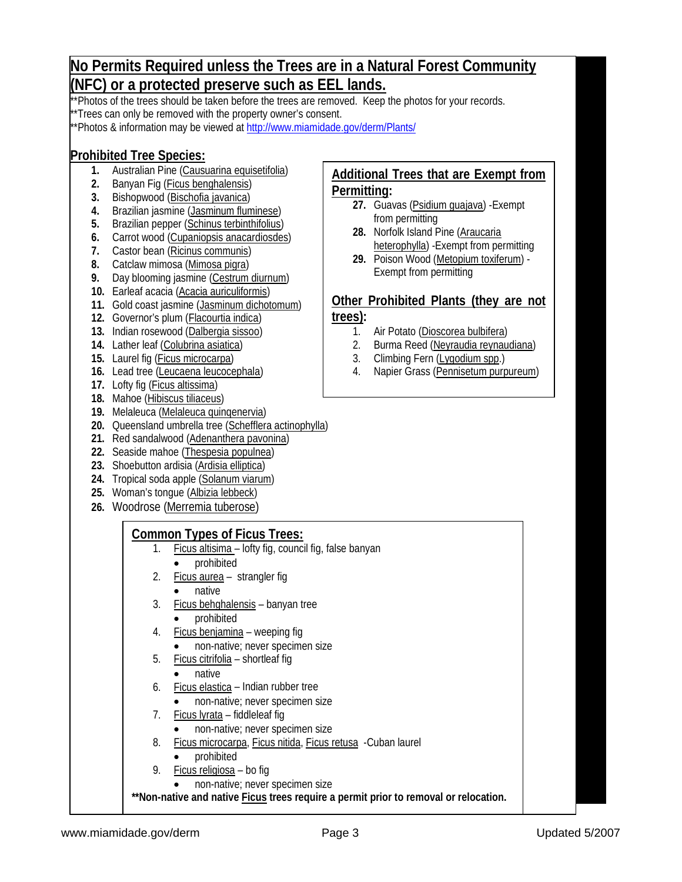## No Permits Required unless the Trees are in a Natural Forest Community (NFC) or a protected preserve such as EEL lands.

**Photos of the trees should be taken before the trees are removed. Keep the photos for your records.
**Trees can only be removed with the property owner's consent.
**Photos & information may be viewed at http://www.miamidade.gov/derm/Plants/

### Prohibited Tree Species:

1. Australian Pine (Causuarina equisetifolia)
2. Banyan Fig (Ficus benghalensis)
3. Bishopwood (Bischofia javanica)
4. Brazilian jasmine (Jasminum fluminese)
5. Brazilian pepper (Schinus terbinthifolius)
6. Carrot wood (Cupaniopsis anacardiosdes)
7. Castor bean (Ricinus communis)
8. Catclaw mimosa (Mimosa pigra)
9. Day blooming jasmine (Cestrum diurnum)
10. Earleaf acacia (Acacia auriculiformis)
11. Gold coast jasmine (Jasminum dichotomum)
12. Governor's plum (Flacourtia indica)
13. Indian rosewood (Dalbergia sissoo)
14. Lather leaf (Colubrina asiatica)
15. Laurel fig (Ficus microcarpa)
16. Lead tree (Leucaena leucocephala)
17. Lofty fig (Ficus altissima)
18. Mahoe (Hibiscus tiliaceus)
19. Melaleuca (Melaleuca quinqenervia)
20. Queensland umbrella tree (Schefflera actinophylla)
21. Red sandalwood (Adenanthera pavonina)
22. Seaside mahoe (Thespesia populnea)
23. Shoebutton ardisia (Ardisia elliptica)
24. Tropical soda apple (Solanum viarum)
25. Woman's tongue (Albizia lebbeck)
26. Woodrose (Merremia tuberose)

### Additional Trees that are Exempt from Permitting:

27. Guavas (Psidium guajava) -Exempt from permitting
28. Norfolk Island Pine (Araucaria heterophylla) -Exempt from permitting
29. Poison Wood (Metopium toxiferum) - Exempt from permitting

### Other Prohibited Plants (they are not trees):

1. Air Potato (Dioscorea bulbifera)
2. Burma Reed (Neyraudia reynaudiana)
3. Climbing Fern (Lygodium spp.)
4. Napier Grass (Pennisetum purpureum)

### Common Types of Ficus Trees:

1. Ficus altisima – lofty fig, council fig, false banyan
   - prohibited
2. Ficus aurea – strangler fig
   - native
3. Ficus behghalensis – banyan tree
   - prohibited
4. Ficus benjamina – weeping fig
   - non-native; never specimen size
5. Ficus citrifolia – shortleaf fig
   - native
6. Ficus elastica – Indian rubber tree
   - non-native; never specimen size
7. Ficus lyrata – fiddleleaf fig
   - non-native; never specimen size
8. Ficus microcarpa, Ficus nitida, Ficus retusa -Cuban laurel
   - prohibited
9. Ficus religiosa – bo fig
   - non-native; never specimen size

**Non-native and native Ficus trees require a permit prior to removal or relocation.**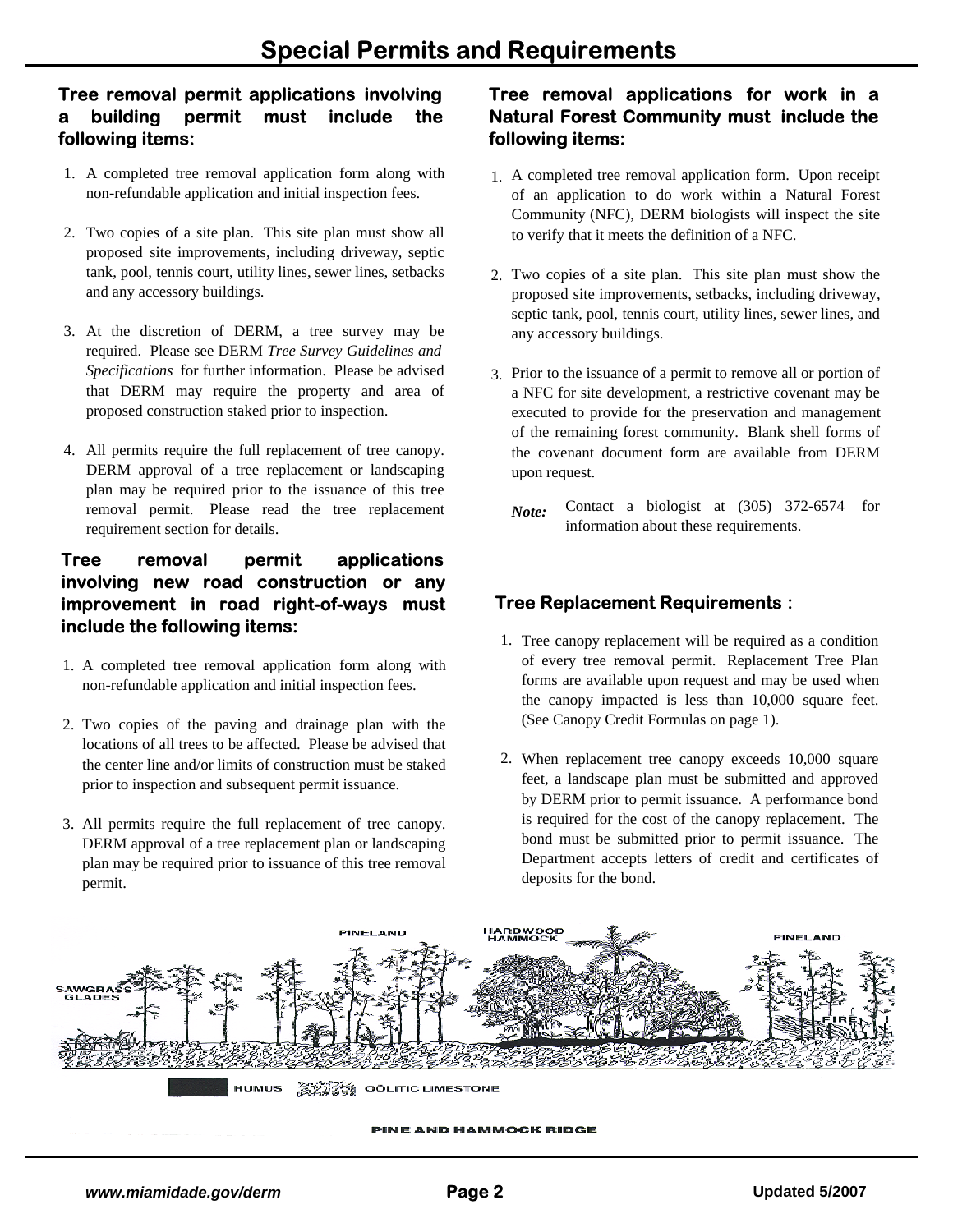# Special Permits and Requirements

### Tree removal permit applications involving a building permit must include the following items:

1. A completed tree removal application form along with non-refundable application and initial inspection fees.
2. Two copies of a site plan. This site plan must show all proposed site improvements, including driveway, septic tank, pool, tennis court, utility lines, sewer lines, setbacks and any accessory buildings.
3. At the discretion of DERM, a tree survey may be required. Please see DERM *Tree Survey Guidelines and Specifications* for further information. Please be advised that DERM may require the property and area of proposed construction staked prior to inspection.
4. All permits require the full replacement of tree canopy. DERM approval of a tree replacement or landscaping plan may be required prior to the issuance of this tree removal permit. Please read the tree replacement requirement section for details.

### Tree removal permit applications involving new road construction or any improvement in road right-of-ways must include the following items:

1. A completed tree removal application form along with non-refundable application and initial inspection fees.
2. Two copies of the paving and drainage plan with the locations of all trees to be affected. Please be advised that the center line and/or limits of construction must be staked prior to inspection and subsequent permit issuance.
3. All permits require the full replacement of tree canopy. DERM approval of a tree replacement plan or landscaping plan may be required prior to issuance of this tree removal permit.

### Tree removal applications for work in a Natural Forest Community must include the following items:

1. A completed tree removal application form. Upon receipt of an application to do work within a Natural Forest Community (NFC), DERM biologists will inspect the site to verify that it meets the definition of a NFC.
2. Two copies of a site plan. This site plan must show the proposed site improvements, setbacks, including driveway, septic tank, pool, tennis court, utility lines, sewer lines, and any accessory buildings.
3. Prior to the issuance of a permit to remove all or portion of a NFC for site development, a restrictive covenant may be executed to provide for the preservation and management of the remaining forest community. Blank shell forms of the covenant document form are available from DERM upon request.

*Note:* Contact a biologist at (305) 372-6574 for information about these requirements.

### Tree Replacement Requirements :

1. Tree canopy replacement will be required as a condition of every tree removal permit. Replacement Tree Plan forms are available upon request and may be used when the canopy impacted is less than 10,000 square feet. (See Canopy Credit Formulas on page 1).
2. When replacement tree canopy exceeds 10,000 square feet, a landscape plan must be submitted and approved by DERM prior to permit issuance. A performance bond is required for the cost of the canopy replacement. The bond must be submitted prior to permit issuance. The Department accepts letters of credit and certificates of deposits for the bond.

SAWGRASS GLADES

PINELAND

HARDWOOD HAMMOCK

PINELAND

FIRE

HUMUS

OÖLITIC LIMESTONE

PINE AND HAMMOCK RIDGE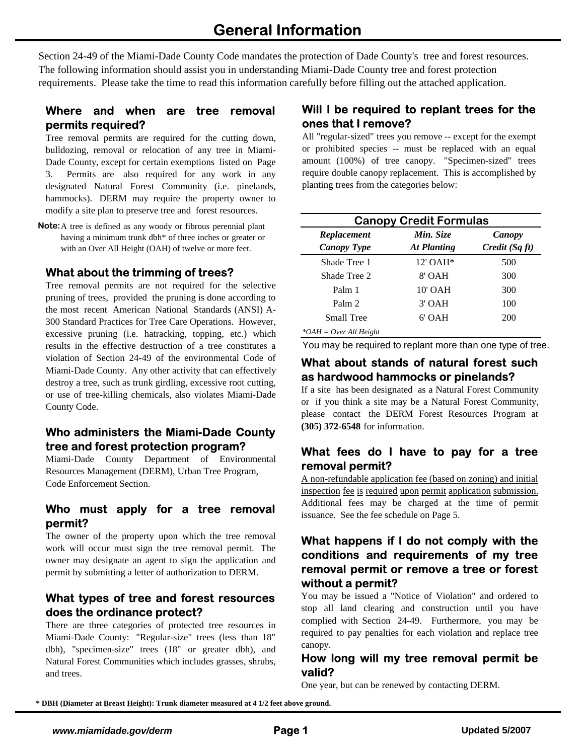# General Information

Section 24-49 of the Miami-Dade County Code mandates the protection of Dade County's tree and forest resources. The following information should assist you in understanding Miami-Dade County tree and forest protection requirements. Please take the time to read this information carefully before filling out the attached application.

## Where and when are tree removal permits required?

Tree removal permits are required for the cutting down, bulldozing, removal or relocation of any tree in Miami-Dade County, except for certain exemptions listed on Page 3. Permits are also required for any work in any designated Natural Forest Community (i.e. pinelands, hammocks). DERM may require the property owner to modify a site plan to preserve tree and forest resources.

**Note:** A tree is defined as any woody or fibrous perennial plant having a minimum trunk dbh* of three inches or greater or with an Over All Height (OAH) of twelve or more feet.

## What about the trimming of trees?

Tree removal permits are not required for the selective pruning of trees, provided the pruning is done according to the most recent American National Standards (ANSI) A-300 Standard Practices for Tree Care Operations. However, excessive pruning (i.e. hatracking, topping, etc.) which results in the effective destruction of a tree constitutes a violation of Section 24-49 of the environmental Code of Miami-Dade County. Any other activity that can effectively destroy a tree, such as trunk girdling, excessive root cutting, or use of tree-killing chemicals, also violates Miami-Dade County Code.

## Who administers the Miami-Dade County tree and forest protection program?

Miami-Dade County Department of Environmental Resources Management (DERM), Urban Tree Program, Code Enforcement Section.

## Who must apply for a tree removal permit?

The owner of the property upon which the tree removal work will occur must sign the tree removal permit. The owner may designate an agent to sign the application and permit by submitting a letter of authorization to DERM.

## What types of tree and forest resources does the ordinance protect?

There are three categories of protected tree resources in Miami-Dade County: "Regular-size" trees (less than 18" dbh), "specimen-size" trees (18" or greater dbh), and Natural Forest Communities which includes grasses, shrubs, and trees.

## Will I be required to replant trees for the ones that I remove?

All "regular-sized" trees you remove -- except for the exempt or prohibited species -- must be replaced with an equal amount (100%) of tree canopy. "Specimen-sized" trees require double canopy replacement. This is accomplished by planting trees from the categories below:

**Canopy Credit Formulas**

| *Replacement Canopy Type* | *Min. Size At Planting* | *Canopy Credit (Sq ft)* |
|---|---|---|
| Shade Tree 1 | 12' OAH* | 500 |
| Shade Tree 2 | 8' OAH | 300 |
| Palm 1 | 10' OAH | 300 |
| Palm 2 | 3' OAH | 100 |
| Small Tree | 6' OAH | 200 |

*\*OAH = Over All Height*

You may be required to replant more than one type of tree.

## What about stands of natural forest such as hardwood hammocks or pinelands?

If a site has been designated as a Natural Forest Community or if you think a site may be a Natural Forest Community, please contact the DERM Forest Resources Program at **(305) 372-6548** for information.

## What fees do I have to pay for a tree removal permit?

A non-refundable application fee (based on zoning) and initial inspection fee is required upon permit application submission. Additional fees may be charged at the time of permit issuance. See the fee schedule on Page 5.

## What happens if I do not comply with the conditions and requirements of my tree removal permit or remove a tree or forest without a permit?

You may be issued a "Notice of Violation" and ordered to stop all land clearing and construction until you have complied with Section 24-49. Furthermore, you may be required to pay penalties for each violation and replace tree canopy.

## How long will my tree removal permit be valid?

One year, but can be renewed by contacting DERM.

**\* DBH (Diameter at Breast Height): Trunk diameter measured at 4 1/2 feet above ground.**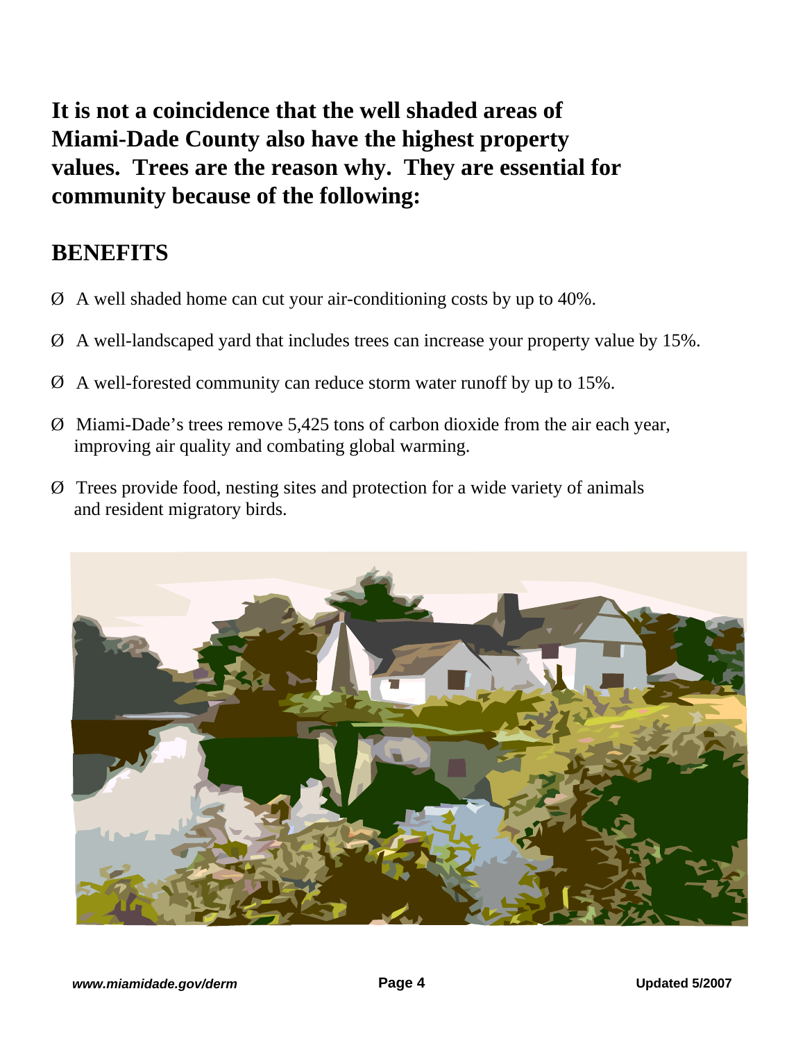**It is not a coincidence that the well shaded areas of Miami-Dade County also have the highest property values. Trees are the reason why. They are essential for community because of the following:**

## BENEFITS

- A well shaded home can cut your air-conditioning costs by up to 40%.
- A well-landscaped yard that includes trees can increase your property value by 15%.
- A well-forested community can reduce storm water runoff by up to 15%.
- Miami-Dade's trees remove 5,425 tons of carbon dioxide from the air each year, improving air quality and combating global warming.
- Trees provide food, nesting sites and protection for a wide variety of animals and resident migratory birds.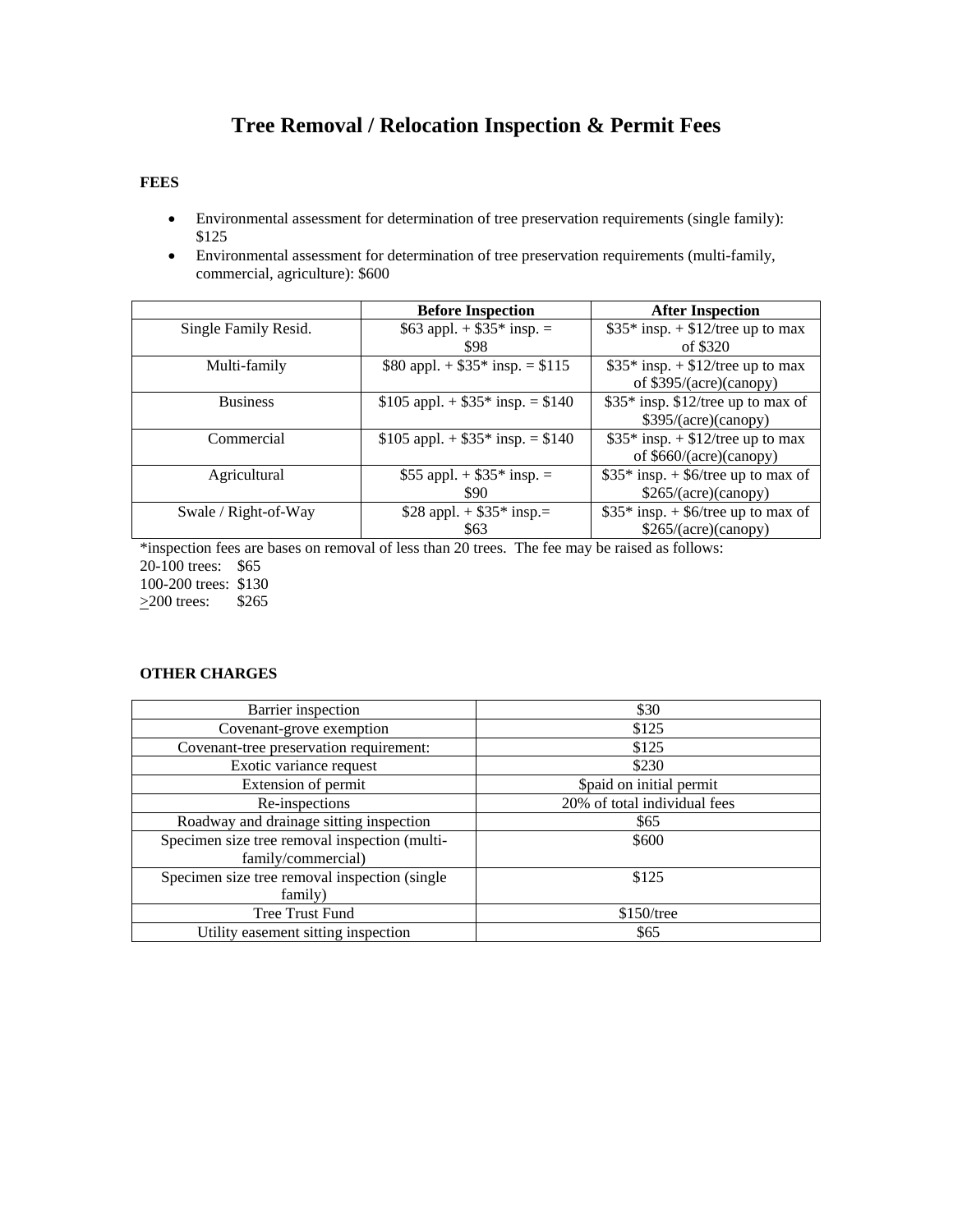# Tree Removal / Relocation Inspection & Permit Fees

**FEES**

- Environmental assessment for determination of tree preservation requirements (single family): $125
- Environmental assessment for determination of tree preservation requirements (multi-family, commercial, agriculture): $600

| | Before Inspection | After Inspection |
|---|---|---|
| Single Family Resid. | $63 appl. + $35* insp. = $98 | $35* insp. + $12/tree up to max of $320 |
| Multi-family | $80 appl. + $35* insp. = $115 | $35* insp. + $12/tree up to max of $395/(acre)(canopy) |
| Business | $105 appl. + $35* insp. = $140 | $35* insp. $12/tree up to max of $395/(acre)(canopy) |
| Commercial | $105 appl. + $35* insp. = $140 | $35* insp. + $12/tree up to max of $660/(acre)(canopy) |
| Agricultural | $55 appl. + $35* insp. = $90 | $35* insp. + $6/tree up to max of $265/(acre)(canopy) |
| Swale / Right-of-Way | $28 appl. + $35* insp.= $63 | $35* insp. + $6/tree up to max of $265/(acre)(canopy) |

*inspection fees are bases on removal of less than 20 trees. The fee may be raised as follows:
20-100 trees: $65
100-200 trees: $130
≥200 trees: $265

**OTHER CHARGES**

| | |
|---|---|
| Barrier inspection | $30 |
| Covenant-grove exemption | $125 |
| Covenant-tree preservation requirement: | $125 |
| Exotic variance request | $230 |
| Extension of permit | $paid on initial permit |
| Re-inspections | 20% of total individual fees |
| Roadway and drainage sitting inspection | $65 |
| Specimen size tree removal inspection (multi-family/commercial) | $600 |
| Specimen size tree removal inspection (single family) | $125 |
| Tree Trust Fund | $150/tree |
| Utility easement sitting inspection | $65 |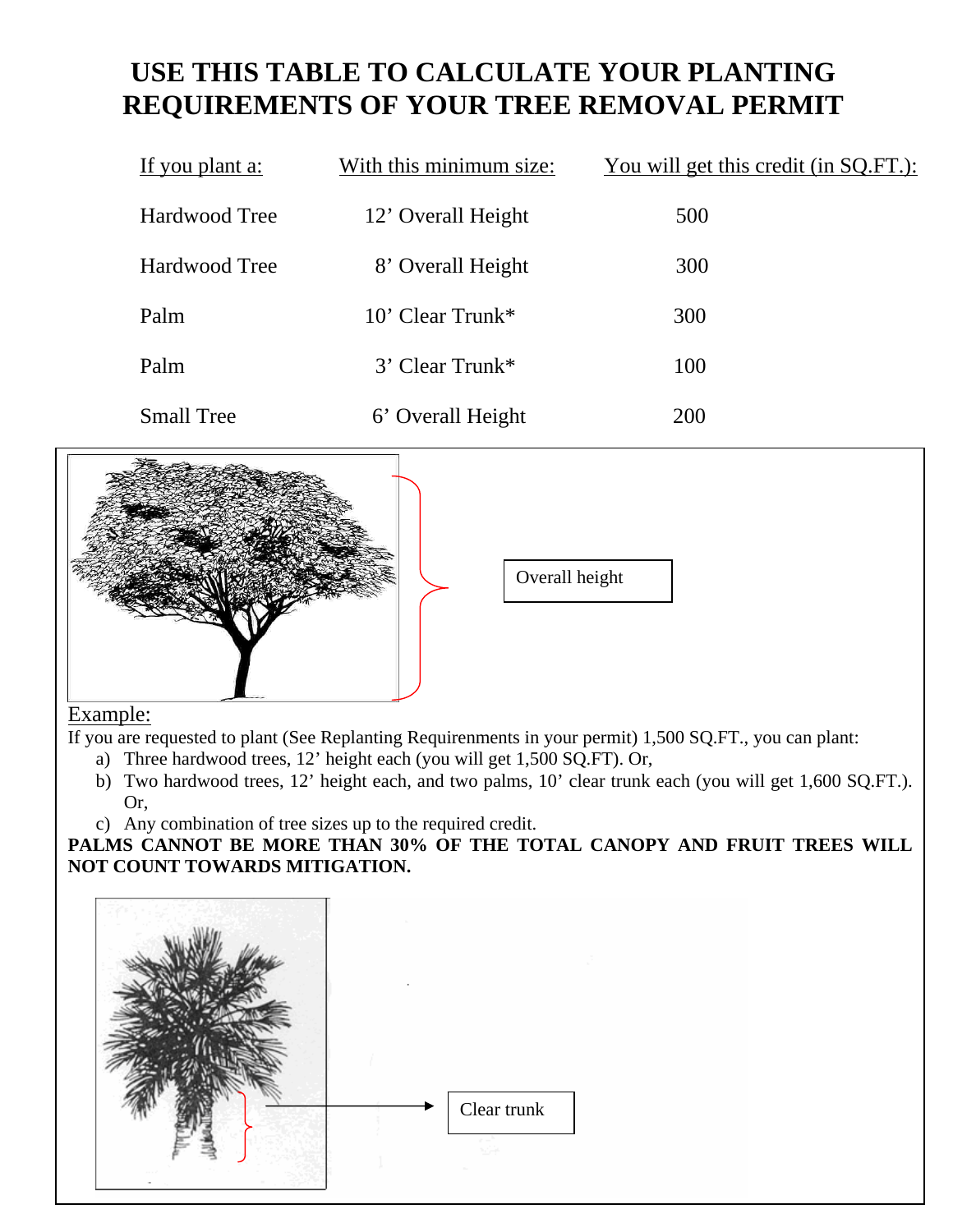# USE THIS TABLE TO CALCULATE YOUR PLANTING REQUIREMENTS OF YOUR TREE REMOVAL PERMIT

| If you plant a: | With this minimum size: | You will get this credit (in SQ.FT.): |
|---|---|---|
| Hardwood Tree | 12’ Overall Height | 500 |
| Hardwood Tree | 8’ Overall Height | 300 |
| Palm | 10’ Clear Trunk* | 300 |
| Palm | 3’ Clear Trunk* | 100 |
| Small Tree | 6’ Overall Height | 200 |

Overall height

Example:

If you are requested to plant (See Replanting Requirenments in your permit) 1,500 SQ.FT., you can plant:

a) Three hardwood trees, 12’ height each (you will get 1,500 SQ.FT). Or,
b) Two hardwood trees, 12’ height each, and two palms, 10’ clear trunk each (you will get 1,600 SQ.FT.). Or,
c) Any combination of tree sizes up to the required credit.

**PALMS CANNOT BE MORE THAN 30% OF THE TOTAL CANOPY AND FRUIT TREES WILL NOT COUNT TOWARDS MITIGATION.**

Clear trunk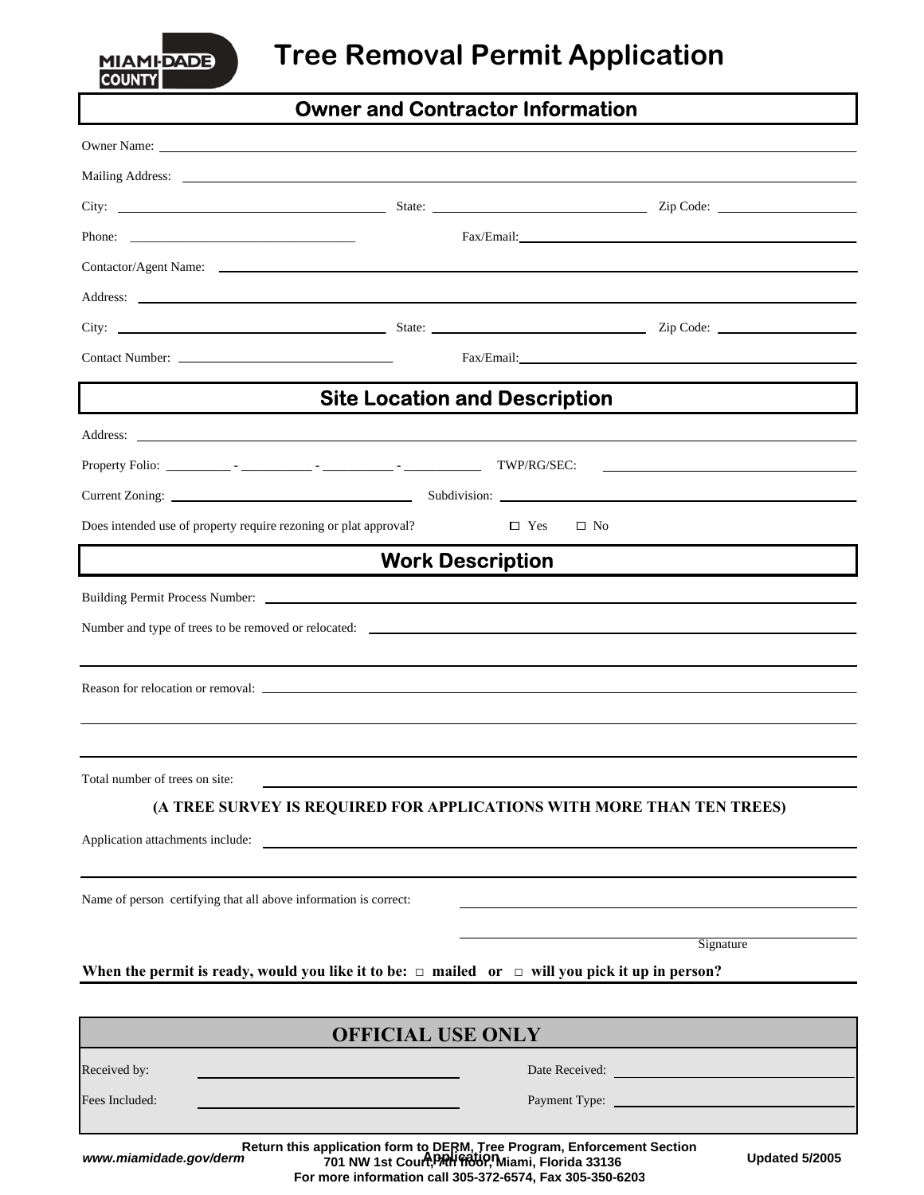# Tree Removal Permit Application

MIAMI-DADE COUNTY

## Owner and Contractor Information

Owner Name: ____________________

Mailing Address: ____________________

City: ____________________ State: ____________________ Zip Code: ____________________

Phone: ____________________ Fax/Email: ____________________

Contactor/Agent Name: ____________________

Address: ____________________

City: ____________________ State: ____________________ Zip Code: ____________________

Contact Number: ____________________ Fax/Email: ____________________

## Site Location and Description

Address: ____________________

Property Folio: __________ - ___________ - ___________ - ____________ TWP/RG/SEC: ____________________

Current Zoning: ____________________ Subdivision: ____________________

Does intended use of property require rezoning or plat approval? ☐ Yes ☐ No

## Work Description

Building Permit Process Number: ____________________

Number and type of trees to be removed or relocated: ____________________

Reason for relocation or removal: ____________________

Total number of trees on site: ____________________

**(A TREE SURVEY IS REQUIRED FOR APPLICATIONS WITH MORE THAN TEN TREES)**

Application attachments include: ____________________

Name of person certifying that all above information is correct: ____________________

____________________
Signature

**When the permit is ready, would you like it to be: ☐ mailed or ☐ will you pick it up in person?**

## OFFICIAL USE ONLY

Received by: ____________________ Date Received: ____________________

Fees Included: ____________________ Payment Type: ____________________

**Return this application form to DERM, Tree Program, Enforcement Section**
**701 NW 1st Court, 7th floor, Miami, Florida 33136**
**For more information call 305-372-6574, Fax 305-350-6203**

*www.miamidade.gov/derm* **Application** **Updated 5/2005**